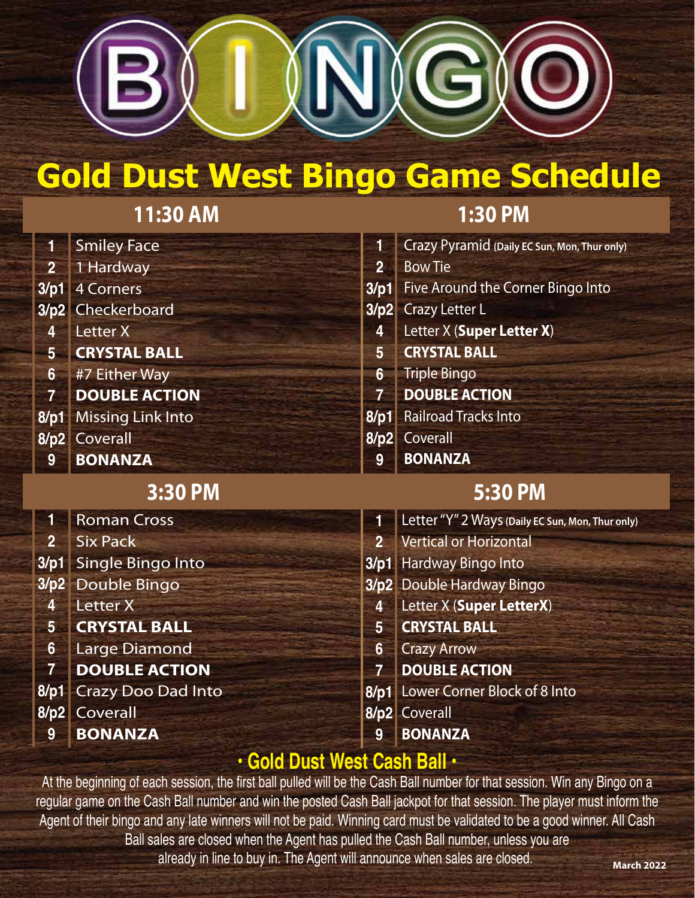# BINGO

# Gold Dust West Bingo Game Schedule

## 11:30 AM

| # | Game |
|---|---|
| 1 | Smiley Face |
| 2 | 1 Hardway |
| 3/p1 | 4 Corners |
| 3/p2 | Checkerboard |
| 4 | Letter X |
| 5 | **CRYSTAL BALL** |
| 6 | #7 Either Way |
| 7 | **DOUBLE ACTION** |
| 8/p1 | Missing Link Into |
| 8/p2 | Coverall |
| 9 | **BONANZA** |

## 1:30 PM

| # | Game |
|---|---|
| 1 | Crazy Pyramid **(Daily EC Sun, Mon, Thur only)** |
| 2 | Bow Tie |
| 3/p1 | Five Around the Corner Bingo Into |
| 3/p2 | Crazy Letter L |
| 4 | Letter X (**Super Letter X**) |
| 5 | **CRYSTAL BALL** |
| 6 | Triple Bingo |
| 7 | **DOUBLE ACTION** |
| 8/p1 | Railroad Tracks Into |
| 8/p2 | Coverall |
| 9 | **BONANZA** |

## 3:30 PM

| # | Game |
|---|---|
| 1 | Roman Cross |
| 2 | Six Pack |
| 3/p1 | Single Bingo Into |
| 3/p2 | Double Bingo |
| 4 | Letter X |
| 5 | **CRYSTAL BALL** |
| 6 | Large Diamond |
| 7 | **DOUBLE ACTION** |
| 8/p1 | Crazy Doo Dad Into |
| 8/p2 | Coverall |
| 9 | **BONANZA** |

## 5:30 PM

| # | Game |
|---|---|
| 1 | Letter "Y" 2 Ways **(Daily EC Sun, Mon, Thur only)** |
| 2 | Vertical or Horizontal |
| 3/p1 | Hardway Bingo Into |
| 3/p2 | Double Hardway Bingo |
| 4 | Letter X (**Super LetterX**) |
| 5 | **CRYSTAL BALL** |
| 6 | Crazy Arrow |
| 7 | **DOUBLE ACTION** |
| 8/p1 | Lower Corner Block of 8 Into |
| 8/p2 | Coverall |
| 9 | **BONANZA** |

## • Gold Dust West Cash Ball •

At the beginning of each session, the first ball pulled will be the Cash Ball number for that session. Win any Bingo on a regular game on the Cash Ball number and win the posted Cash Ball jackpot for that session. The player must inform the Agent of their bingo and any late winners will not be paid. Winning card must be validated to be a good winner. All Cash Ball sales are closed when the Agent has pulled the Cash Ball number, unless you are already in line to buy in. The Agent will announce when sales are closed.

**March 2022**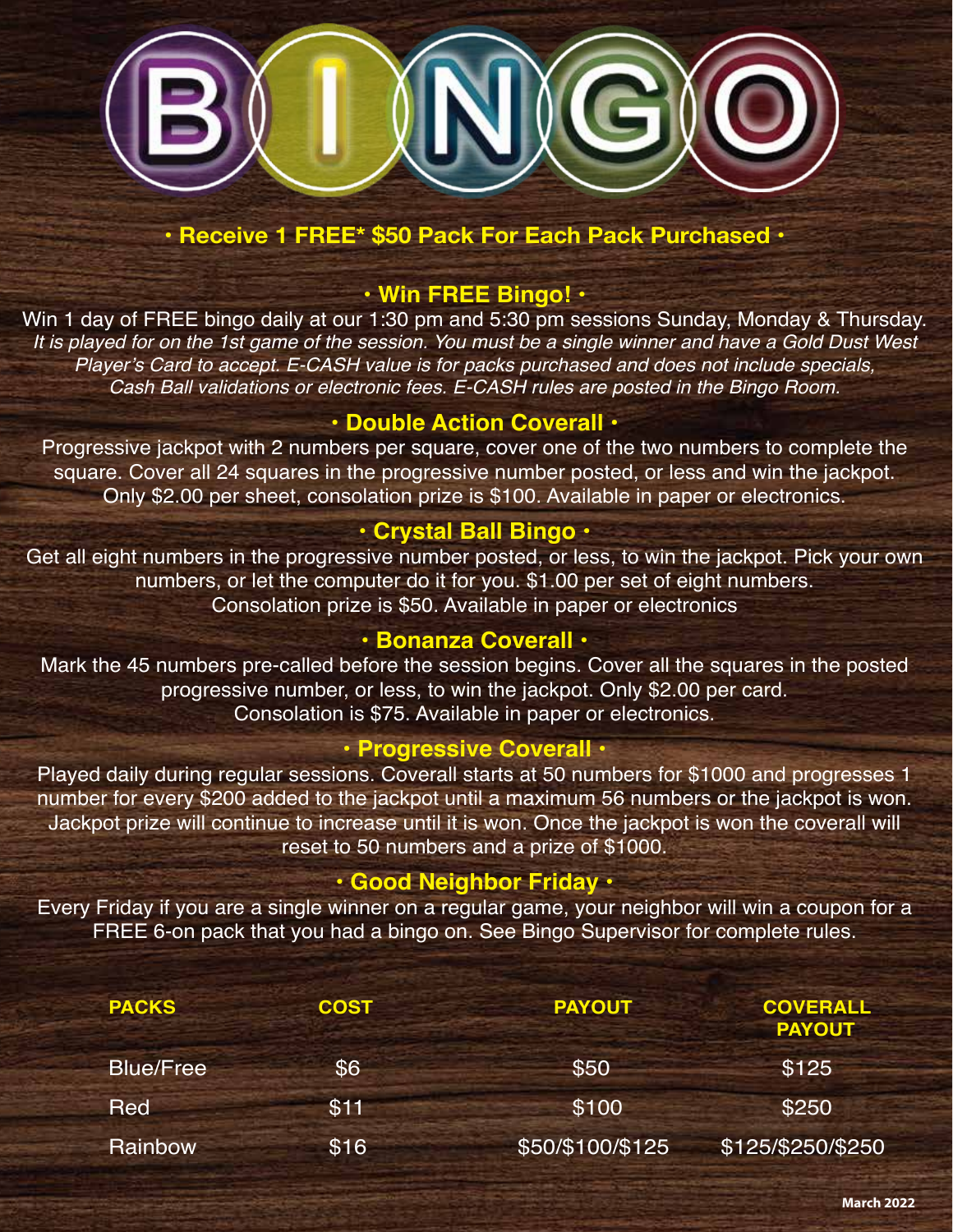# BINGO

**• Receive 1 FREE* $50 Pack For Each Pack Purchased •**

## • Win FREE Bingo! •

Win 1 day of FREE bingo daily at our 1:30 pm and 5:30 pm sessions Sunday, Monday & Thursday.

*It is played for on the 1st game of the session. You must be a single winner and have a Gold Dust West Player's Card to accept. E-CASH value is for packs purchased and does not include specials, Cash Ball validations or electronic fees. E-CASH rules are posted in the Bingo Room.*

## • Double Action Coverall •

Progressive jackpot with 2 numbers per square, cover one of the two numbers to complete the square. Cover all 24 squares in the progressive number posted, or less and win the jackpot. Only $2.00 per sheet, consolation prize is $100. Available in paper or electronics.

## • Crystal Ball Bingo •

Get all eight numbers in the progressive number posted, or less, to win the jackpot. Pick your own numbers, or let the computer do it for you. $1.00 per set of eight numbers. Consolation prize is $50. Available in paper or electronics

## • Bonanza Coverall •

Mark the 45 numbers pre-called before the session begins. Cover all the squares in the posted progressive number, or less, to win the jackpot. Only $2.00 per card. Consolation is $75. Available in paper or electronics.

## • Progressive Coverall •

Played daily during regular sessions. Coverall starts at 50 numbers for $1000 and progresses 1 number for every $200 added to the jackpot until a maximum 56 numbers or the jackpot is won. Jackpot prize will continue to increase until it is won. Once the jackpot is won the coverall will reset to 50 numbers and a prize of $1000.

## • Good Neighbor Friday •

Every Friday if you are a single winner on a regular game, your neighbor will win a coupon for a FREE 6-on pack that you had a bingo on. See Bingo Supervisor for complete rules.

| PACKS | COST | PAYOUT | COVERALL PAYOUT |
|---|---|---|---|
| Blue/Free | $6 | $50 | $125 |
| Red | $11 | $100 | $250 |
| Rainbow | $16 | $50/$100/$125 | $125/$250/$250 |

March 2022